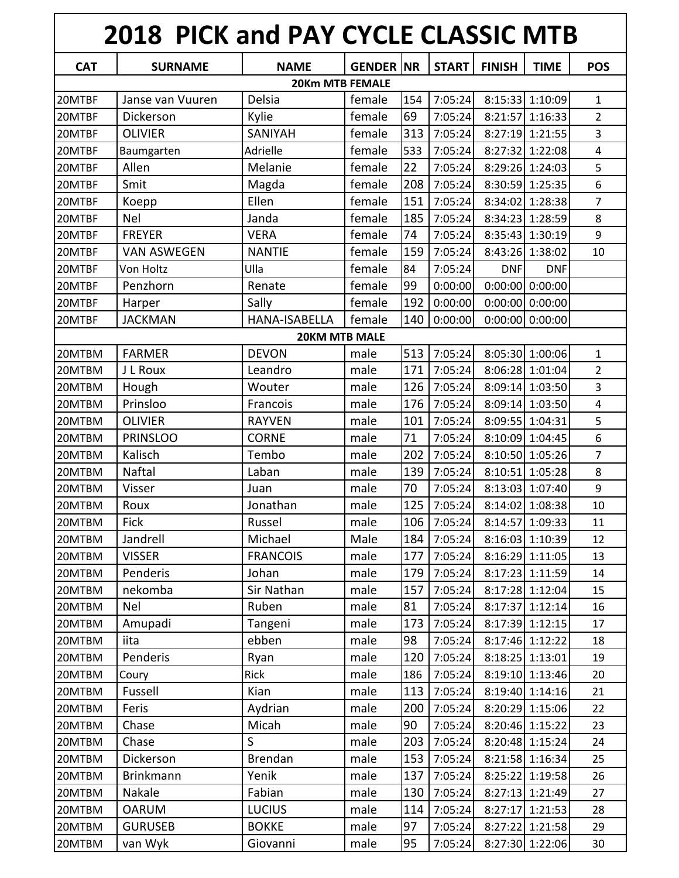# 2018 PICK and PAY CYCLE CLASSIC MTB

| CAT | SURNAME | NAME | GENDER | NR | START | FINISH | TIME | POS |
|---|---|---|---|---|---|---|---|---|
| **20Km MTB FEMALE** | | | | | | | | |
| 20MTBF | Janse van Vuuren | Delsia | female | 154 | 7:05:24 | 8:15:33 | 1:10:09 | 1 |
| 20MTBF | Dickerson | Kylie | female | 69 | 7:05:24 | 8:21:57 | 1:16:33 | 2 |
| 20MTBF | OLIVIER | SANIYAH | female | 313 | 7:05:24 | 8:27:19 | 1:21:55 | 3 |
| 20MTBF | Baumgarten | Adrielle | female | 533 | 7:05:24 | 8:27:32 | 1:22:08 | 4 |
| 20MTBF | Allen | Melanie | female | 22 | 7:05:24 | 8:29:26 | 1:24:03 | 5 |
| 20MTBF | Smit | Magda | female | 208 | 7:05:24 | 8:30:59 | 1:25:35 | 6 |
| 20MTBF | Koepp | Ellen | female | 151 | 7:05:24 | 8:34:02 | 1:28:38 | 7 |
| 20MTBF | Nel | Janda | female | 185 | 7:05:24 | 8:34:23 | 1:28:59 | 8 |
| 20MTBF | FREYER | VERA | female | 74 | 7:05:24 | 8:35:43 | 1:30:19 | 9 |
| 20MTBF | VAN ASWEGEN | NANTIE | female | 159 | 7:05:24 | 8:43:26 | 1:38:02 | 10 |
| 20MTBF | Von Holtz | Ulla | female | 84 | 7:05:24 | DNF | DNF | |
| 20MTBF | Penzhorn | Renate | female | 99 | 0:00:00 | 0:00:00 | 0:00:00 | |
| 20MTBF | Harper | Sally | female | 192 | 0:00:00 | 0:00:00 | 0:00:00 | |
| 20MTBF | JACKMAN | HANA-ISABELLA | female | 140 | 0:00:00 | 0:00:00 | 0:00:00 | |
| **20KM MTB MALE** | | | | | | | | |
| 20MTBM | FARMER | DEVON | male | 513 | 7:05:24 | 8:05:30 | 1:00:06 | 1 |
| 20MTBM | J L Roux | Leandro | male | 171 | 7:05:24 | 8:06:28 | 1:01:04 | 2 |
| 20MTBM | Hough | Wouter | male | 126 | 7:05:24 | 8:09:14 | 1:03:50 | 3 |
| 20MTBM | Prinsloo | Francois | male | 176 | 7:05:24 | 8:09:14 | 1:03:50 | 4 |
| 20MTBM | OLIVIER | RAYVEN | male | 101 | 7:05:24 | 8:09:55 | 1:04:31 | 5 |
| 20MTBM | PRINSLOO | CORNE | male | 71 | 7:05:24 | 8:10:09 | 1:04:45 | 6 |
| 20MTBM | Kalisch | Tembo | male | 202 | 7:05:24 | 8:10:50 | 1:05:26 | 7 |
| 20MTBM | Naftal | Laban | male | 139 | 7:05:24 | 8:10:51 | 1:05:28 | 8 |
| 20MTBM | Visser | Juan | male | 70 | 7:05:24 | 8:13:03 | 1:07:40 | 9 |
| 20MTBM | Roux | Jonathan | male | 125 | 7:05:24 | 8:14:02 | 1:08:38 | 10 |
| 20MTBM | Fick | Russel | male | 106 | 7:05:24 | 8:14:57 | 1:09:33 | 11 |
| 20MTBM | Jandrell | Michael | Male | 184 | 7:05:24 | 8:16:03 | 1:10:39 | 12 |
| 20MTBM | VISSER | FRANCOIS | male | 177 | 7:05:24 | 8:16:29 | 1:11:05 | 13 |
| 20MTBM | Penderis | Johan | male | 179 | 7:05:24 | 8:17:23 | 1:11:59 | 14 |
| 20MTBM | nekomba | Sir Nathan | male | 157 | 7:05:24 | 8:17:28 | 1:12:04 | 15 |
| 20MTBM | Nel | Ruben | male | 81 | 7:05:24 | 8:17:37 | 1:12:14 | 16 |
| 20MTBM | Amupadi | Tangeni | male | 173 | 7:05:24 | 8:17:39 | 1:12:15 | 17 |
| 20MTBM | iita | ebben | male | 98 | 7:05:24 | 8:17:46 | 1:12:22 | 18 |
| 20MTBM | Penderis | Ryan | male | 120 | 7:05:24 | 8:18:25 | 1:13:01 | 19 |
| 20MTBM | Coury | Rick | male | 186 | 7:05:24 | 8:19:10 | 1:13:46 | 20 |
| 20MTBM | Fussell | Kian | male | 113 | 7:05:24 | 8:19:40 | 1:14:16 | 21 |
| 20MTBM | Feris | Aydrian | male | 200 | 7:05:24 | 8:20:29 | 1:15:06 | 22 |
| 20MTBM | Chase | Micah | male | 90 | 7:05:24 | 8:20:46 | 1:15:22 | 23 |
| 20MTBM | Chase | S | male | 203 | 7:05:24 | 8:20:48 | 1:15:24 | 24 |
| 20MTBM | Dickerson | Brendan | male | 153 | 7:05:24 | 8:21:58 | 1:16:34 | 25 |
| 20MTBM | Brinkmann | Yenik | male | 137 | 7:05:24 | 8:25:22 | 1:19:58 | 26 |
| 20MTBM | Nakale | Fabian | male | 130 | 7:05:24 | 8:27:13 | 1:21:49 | 27 |
| 20MTBM | OARUM | LUCIUS | male | 114 | 7:05:24 | 8:27:17 | 1:21:53 | 28 |
| 20MTBM | GURUSEB | BOKKE | male | 97 | 7:05:24 | 8:27:22 | 1:21:58 | 29 |
| 20MTBM | van Wyk | Giovanni | male | 95 | 7:05:24 | 8:27:30 | 1:22:06 | 30 |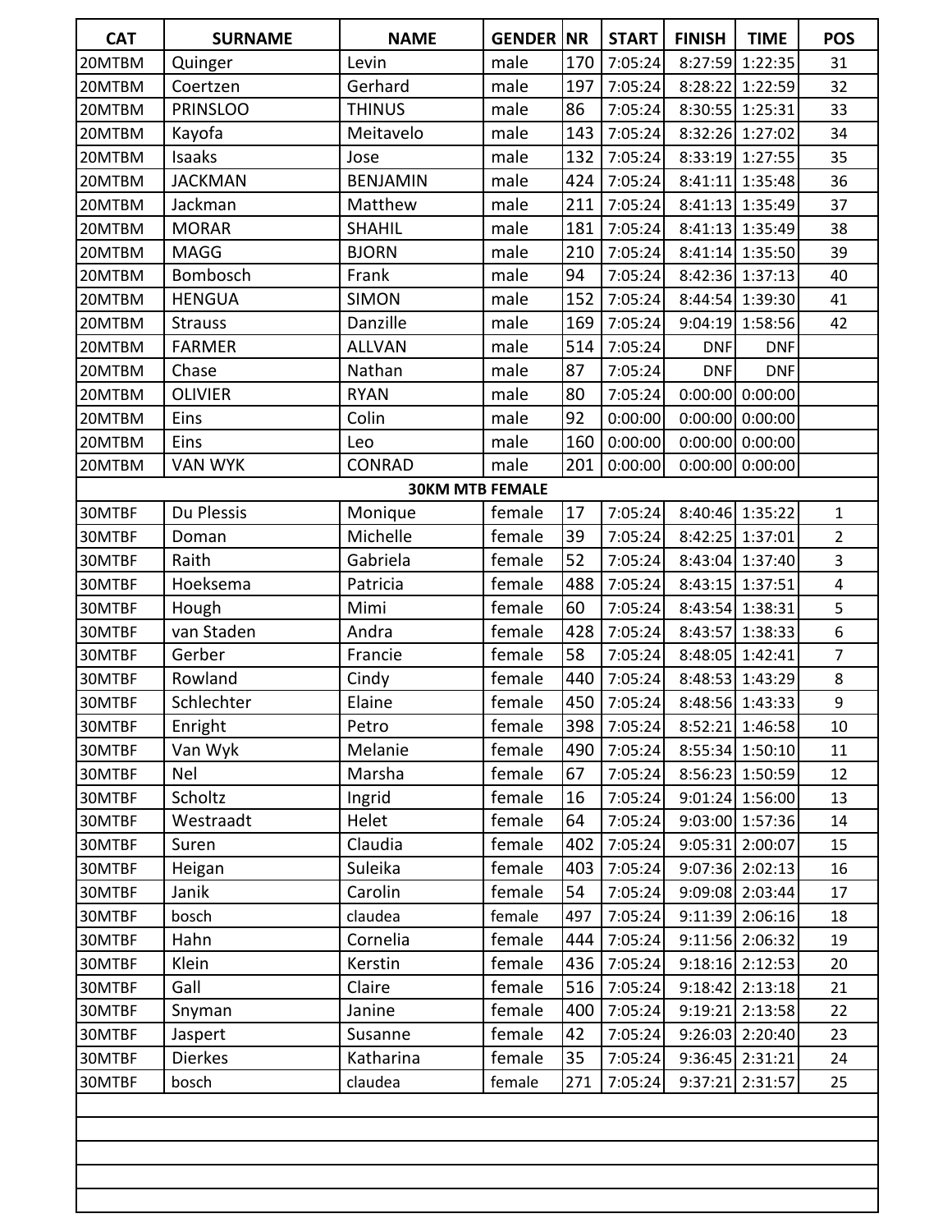| CAT | SURNAME | NAME | GENDER | NR | START | FINISH | TIME | POS |
|---|---|---|---|---|---|---|---|---|
| 20MTBM | Quinger | Levin | male | 170 | 7:05:24 | 8:27:59 | 1:22:35 | 31 |
| 20MTBM | Coertzen | Gerhard | male | 197 | 7:05:24 | 8:28:22 | 1:22:59 | 32 |
| 20MTBM | PRINSLOO | THINUS | male | 86 | 7:05:24 | 8:30:55 | 1:25:31 | 33 |
| 20MTBM | Kayofa | Meitavelo | male | 143 | 7:05:24 | 8:32:26 | 1:27:02 | 34 |
| 20MTBM | Isaaks | Jose | male | 132 | 7:05:24 | 8:33:19 | 1:27:55 | 35 |
| 20MTBM | JACKMAN | BENJAMIN | male | 424 | 7:05:24 | 8:41:11 | 1:35:48 | 36 |
| 20MTBM | Jackman | Matthew | male | 211 | 7:05:24 | 8:41:13 | 1:35:49 | 37 |
| 20MTBM | MORAR | SHAHIL | male | 181 | 7:05:24 | 8:41:13 | 1:35:49 | 38 |
| 20MTBM | MAGG | BJORN | male | 210 | 7:05:24 | 8:41:14 | 1:35:50 | 39 |
| 20MTBM | Bombosch | Frank | male | 94 | 7:05:24 | 8:42:36 | 1:37:13 | 40 |
| 20MTBM | HENGUA | SIMON | male | 152 | 7:05:24 | 8:44:54 | 1:39:30 | 41 |
| 20MTBM | Strauss | Danzille | male | 169 | 7:05:24 | 9:04:19 | 1:58:56 | 42 |
| 20MTBM | FARMER | ALLVAN | male | 514 | 7:05:24 | DNF | DNF | |
| 20MTBM | Chase | Nathan | male | 87 | 7:05:24 | DNF | DNF | |
| 20MTBM | OLIVIER | RYAN | male | 80 | 7:05:24 | 0:00:00 | 0:00:00 | |
| 20MTBM | Eins | Colin | male | 92 | 0:00:00 | 0:00:00 | 0:00:00 | |
| 20MTBM | Eins | Leo | male | 160 | 0:00:00 | 0:00:00 | 0:00:00 | |
| 20MTBM | VAN WYK | CONRAD | male | 201 | 0:00:00 | 0:00:00 | 0:00:00 | |
| **30KM MTB FEMALE** | | | | | | | | |
| 30MTBF | Du Plessis | Monique | female | 17 | 7:05:24 | 8:40:46 | 1:35:22 | 1 |
| 30MTBF | Doman | Michelle | female | 39 | 7:05:24 | 8:42:25 | 1:37:01 | 2 |
| 30MTBF | Raith | Gabriela | female | 52 | 7:05:24 | 8:43:04 | 1:37:40 | 3 |
| 30MTBF | Hoeksema | Patricia | female | 488 | 7:05:24 | 8:43:15 | 1:37:51 | 4 |
| 30MTBF | Hough | Mimi | female | 60 | 7:05:24 | 8:43:54 | 1:38:31 | 5 |
| 30MTBF | van Staden | Andra | female | 428 | 7:05:24 | 8:43:57 | 1:38:33 | 6 |
| 30MTBF | Gerber | Francie | female | 58 | 7:05:24 | 8:48:05 | 1:42:41 | 7 |
| 30MTBF | Rowland | Cindy | female | 440 | 7:05:24 | 8:48:53 | 1:43:29 | 8 |
| 30MTBF | Schlechter | Elaine | female | 450 | 7:05:24 | 8:48:56 | 1:43:33 | 9 |
| 30MTBF | Enright | Petro | female | 398 | 7:05:24 | 8:52:21 | 1:46:58 | 10 |
| 30MTBF | Van Wyk | Melanie | female | 490 | 7:05:24 | 8:55:34 | 1:50:10 | 11 |
| 30MTBF | Nel | Marsha | female | 67 | 7:05:24 | 8:56:23 | 1:50:59 | 12 |
| 30MTBF | Scholtz | Ingrid | female | 16 | 7:05:24 | 9:01:24 | 1:56:00 | 13 |
| 30MTBF | Westraadt | Helet | female | 64 | 7:05:24 | 9:03:00 | 1:57:36 | 14 |
| 30MTBF | Suren | Claudia | female | 402 | 7:05:24 | 9:05:31 | 2:00:07 | 15 |
| 30MTBF | Heigan | Suleika | female | 403 | 7:05:24 | 9:07:36 | 2:02:13 | 16 |
| 30MTBF | Janik | Carolin | female | 54 | 7:05:24 | 9:09:08 | 2:03:44 | 17 |
| 30MTBF | bosch | claudea | female | 497 | 7:05:24 | 9:11:39 | 2:06:16 | 18 |
| 30MTBF | Hahn | Cornelia | female | 444 | 7:05:24 | 9:11:56 | 2:06:32 | 19 |
| 30MTBF | Klein | Kerstin | female | 436 | 7:05:24 | 9:18:16 | 2:12:53 | 20 |
| 30MTBF | Gall | Claire | female | 516 | 7:05:24 | 9:18:42 | 2:13:18 | 21 |
| 30MTBF | Snyman | Janine | female | 400 | 7:05:24 | 9:19:21 | 2:13:58 | 22 |
| 30MTBF | Jaspert | Susanne | female | 42 | 7:05:24 | 9:26:03 | 2:20:40 | 23 |
| 30MTBF | Dierkes | Katharina | female | 35 | 7:05:24 | 9:36:45 | 2:31:21 | 24 |
| 30MTBF | bosch | claudea | female | 271 | 7:05:24 | 9:37:21 | 2:31:57 | 25 |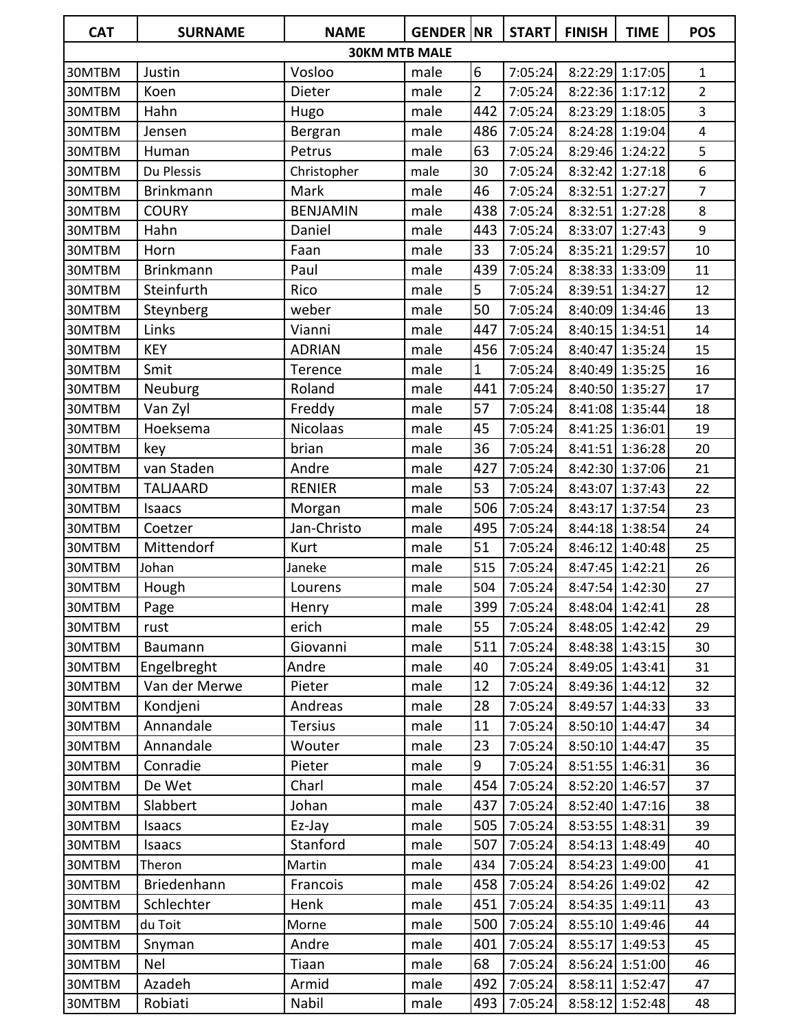| CAT | SURNAME | NAME | GENDER | NR | START | FINISH | TIME | POS |
|---|---|---|---|---|---|---|---|---|
| **30KM MTB MALE** | | | | | | | | |
| 30MTBM | Justin | Vosloo | male | 6 | 7:05:24 | 8:22:29 | 1:17:05 | 1 |
| 30MTBM | Koen | Dieter | male | 2 | 7:05:24 | 8:22:36 | 1:17:12 | 2 |
| 30MTBM | Hahn | Hugo | male | 442 | 7:05:24 | 8:23:29 | 1:18:05 | 3 |
| 30MTBM | Jensen | Bergran | male | 486 | 7:05:24 | 8:24:28 | 1:19:04 | 4 |
| 30MTBM | Human | Petrus | male | 63 | 7:05:24 | 8:29:46 | 1:24:22 | 5 |
| 30MTBM | Du Plessis | Christopher | male | 30 | 7:05:24 | 8:32:42 | 1:27:18 | 6 |
| 30MTBM | Brinkmann | Mark | male | 46 | 7:05:24 | 8:32:51 | 1:27:27 | 7 |
| 30MTBM | COURY | BENJAMIN | male | 438 | 7:05:24 | 8:32:51 | 1:27:28 | 8 |
| 30MTBM | Hahn | Daniel | male | 443 | 7:05:24 | 8:33:07 | 1:27:43 | 9 |
| 30MTBM | Horn | Faan | male | 33 | 7:05:24 | 8:35:21 | 1:29:57 | 10 |
| 30MTBM | Brinkmann | Paul | male | 439 | 7:05:24 | 8:38:33 | 1:33:09 | 11 |
| 30MTBM | Steinfurth | Rico | male | 5 | 7:05:24 | 8:39:51 | 1:34:27 | 12 |
| 30MTBM | Steynberg | weber | male | 50 | 7:05:24 | 8:40:09 | 1:34:46 | 13 |
| 30MTBM | Links | Vianni | male | 447 | 7:05:24 | 8:40:15 | 1:34:51 | 14 |
| 30MTBM | KEY | ADRIAN | male | 456 | 7:05:24 | 8:40:47 | 1:35:24 | 15 |
| 30MTBM | Smit | Terence | male | 1 | 7:05:24 | 8:40:49 | 1:35:25 | 16 |
| 30MTBM | Neuburg | Roland | male | 441 | 7:05:24 | 8:40:50 | 1:35:27 | 17 |
| 30MTBM | Van Zyl | Freddy | male | 57 | 7:05:24 | 8:41:08 | 1:35:44 | 18 |
| 30MTBM | Hoeksema | Nicolaas | male | 45 | 7:05:24 | 8:41:25 | 1:36:01 | 19 |
| 30MTBM | key | brian | male | 36 | 7:05:24 | 8:41:51 | 1:36:28 | 20 |
| 30MTBM | van Staden | Andre | male | 427 | 7:05:24 | 8:42:30 | 1:37:06 | 21 |
| 30MTBM | TALJAARD | RENIER | male | 53 | 7:05:24 | 8:43:07 | 1:37:43 | 22 |
| 30MTBM | Isaacs | Morgan | male | 506 | 7:05:24 | 8:43:17 | 1:37:54 | 23 |
| 30MTBM | Coetzer | Jan-Christo | male | 495 | 7:05:24 | 8:44:18 | 1:38:54 | 24 |
| 30MTBM | Mittendorf | Kurt | male | 51 | 7:05:24 | 8:46:12 | 1:40:48 | 25 |
| 30MTBM | Johan | Janeke | male | 515 | 7:05:24 | 8:47:45 | 1:42:21 | 26 |
| 30MTBM | Hough | Lourens | male | 504 | 7:05:24 | 8:47:54 | 1:42:30 | 27 |
| 30MTBM | Page | Henry | male | 399 | 7:05:24 | 8:48:04 | 1:42:41 | 28 |
| 30MTBM | rust | erich | male | 55 | 7:05:24 | 8:48:05 | 1:42:42 | 29 |
| 30MTBM | Baumann | Giovanni | male | 511 | 7:05:24 | 8:48:38 | 1:43:15 | 30 |
| 30MTBM | Engelbreght | Andre | male | 40 | 7:05:24 | 8:49:05 | 1:43:41 | 31 |
| 30MTBM | Van der Merwe | Pieter | male | 12 | 7:05:24 | 8:49:36 | 1:44:12 | 32 |
| 30MTBM | Kondjeni | Andreas | male | 28 | 7:05:24 | 8:49:57 | 1:44:33 | 33 |
| 30MTBM | Annandale | Tersius | male | 11 | 7:05:24 | 8:50:10 | 1:44:47 | 34 |
| 30MTBM | Annandale | Wouter | male | 23 | 7:05:24 | 8:50:10 | 1:44:47 | 35 |
| 30MTBM | Conradie | Pieter | male | 9 | 7:05:24 | 8:51:55 | 1:46:31 | 36 |
| 30MTBM | De Wet | Charl | male | 454 | 7:05:24 | 8:52:20 | 1:46:57 | 37 |
| 30MTBM | Slabbert | Johan | male | 437 | 7:05:24 | 8:52:40 | 1:47:16 | 38 |
| 30MTBM | Isaacs | Ez-Jay | male | 505 | 7:05:24 | 8:53:55 | 1:48:31 | 39 |
| 30MTBM | Isaacs | Stanford | male | 507 | 7:05:24 | 8:54:13 | 1:48:49 | 40 |
| 30MTBM | Theron | Martin | male | 434 | 7:05:24 | 8:54:23 | 1:49:00 | 41 |
| 30MTBM | Briedenhann | Francois | male | 458 | 7:05:24 | 8:54:26 | 1:49:02 | 42 |
| 30MTBM | Schlechter | Henk | male | 451 | 7:05:24 | 8:54:35 | 1:49:11 | 43 |
| 30MTBM | du Toit | Morne | male | 500 | 7:05:24 | 8:55:10 | 1:49:46 | 44 |
| 30MTBM | Snyman | Andre | male | 401 | 7:05:24 | 8:55:17 | 1:49:53 | 45 |
| 30MTBM | Nel | Tiaan | male | 68 | 7:05:24 | 8:56:24 | 1:51:00 | 46 |
| 30MTBM | Azadeh | Armid | male | 492 | 7:05:24 | 8:58:11 | 1:52:47 | 47 |
| 30MTBM | Robiati | Nabil | male | 493 | 7:05:24 | 8:58:12 | 1:52:48 | 48 |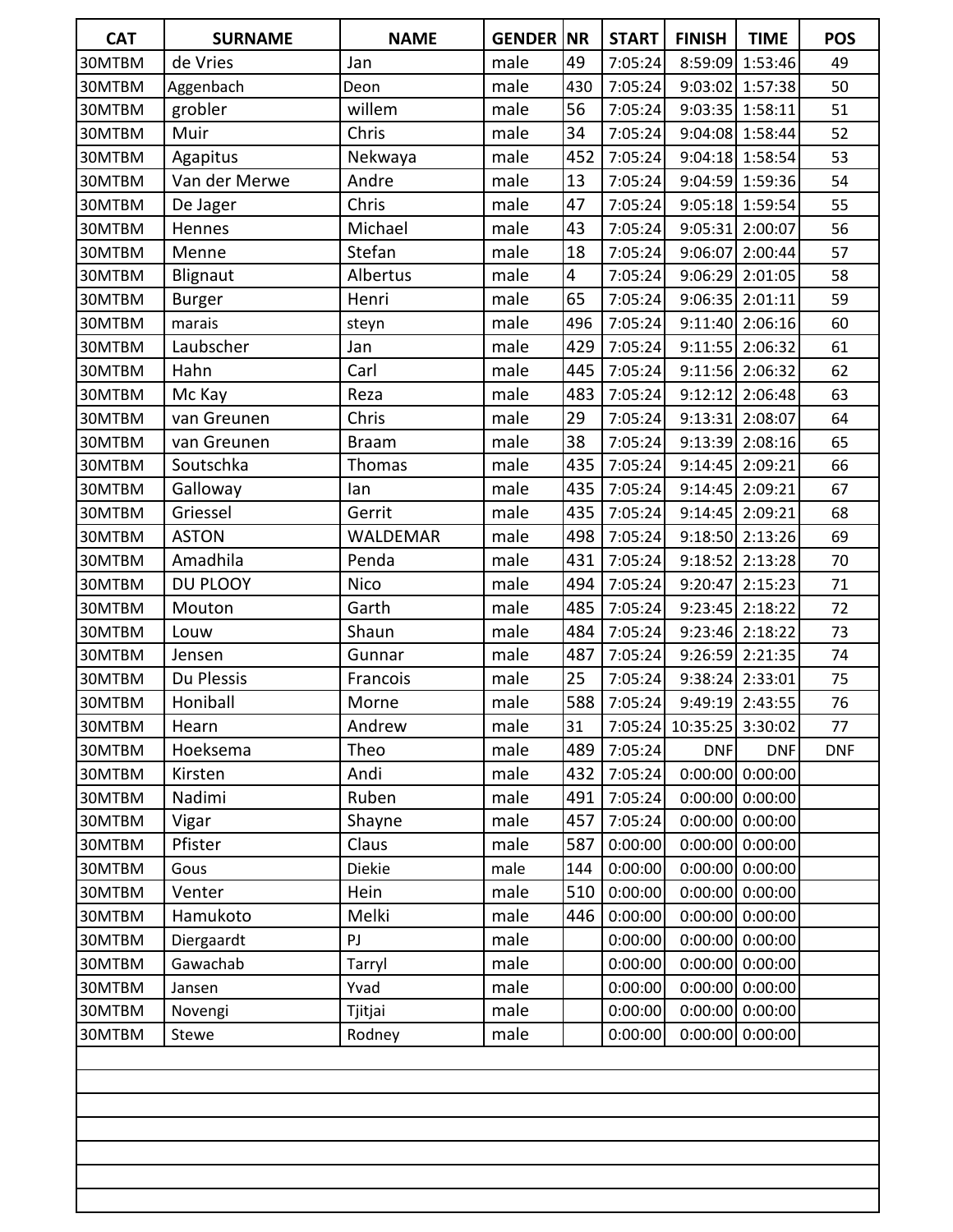| CAT | SURNAME | NAME | GENDER | NR | START | FINISH | TIME | POS |
|---|---|---|---|---|---|---|---|---|
| 30MTBM | de Vries | Jan | male | 49 | 7:05:24 | 8:59:09 | 1:53:46 | 49 |
| 30MTBM | Aggenbach | Deon | male | 430 | 7:05:24 | 9:03:02 | 1:57:38 | 50 |
| 30MTBM | grobler | willem | male | 56 | 7:05:24 | 9:03:35 | 1:58:11 | 51 |
| 30MTBM | Muir | Chris | male | 34 | 7:05:24 | 9:04:08 | 1:58:44 | 52 |
| 30MTBM | Agapitus | Nekwaya | male | 452 | 7:05:24 | 9:04:18 | 1:58:54 | 53 |
| 30MTBM | Van der Merwe | Andre | male | 13 | 7:05:24 | 9:04:59 | 1:59:36 | 54 |
| 30MTBM | De Jager | Chris | male | 47 | 7:05:24 | 9:05:18 | 1:59:54 | 55 |
| 30MTBM | Hennes | Michael | male | 43 | 7:05:24 | 9:05:31 | 2:00:07 | 56 |
| 30MTBM | Menne | Stefan | male | 18 | 7:05:24 | 9:06:07 | 2:00:44 | 57 |
| 30MTBM | Blignaut | Albertus | male | 4 | 7:05:24 | 9:06:29 | 2:01:05 | 58 |
| 30MTBM | Burger | Henri | male | 65 | 7:05:24 | 9:06:35 | 2:01:11 | 59 |
| 30MTBM | marais | steyn | male | 496 | 7:05:24 | 9:11:40 | 2:06:16 | 60 |
| 30MTBM | Laubscher | Jan | male | 429 | 7:05:24 | 9:11:55 | 2:06:32 | 61 |
| 30MTBM | Hahn | Carl | male | 445 | 7:05:24 | 9:11:56 | 2:06:32 | 62 |
| 30MTBM | Mc Kay | Reza | male | 483 | 7:05:24 | 9:12:12 | 2:06:48 | 63 |
| 30MTBM | van Greunen | Chris | male | 29 | 7:05:24 | 9:13:31 | 2:08:07 | 64 |
| 30MTBM | van Greunen | Braam | male | 38 | 7:05:24 | 9:13:39 | 2:08:16 | 65 |
| 30MTBM | Soutschka | Thomas | male | 435 | 7:05:24 | 9:14:45 | 2:09:21 | 66 |
| 30MTBM | Galloway | Ian | male | 435 | 7:05:24 | 9:14:45 | 2:09:21 | 67 |
| 30MTBM | Griessel | Gerrit | male | 435 | 7:05:24 | 9:14:45 | 2:09:21 | 68 |
| 30MTBM | ASTON | WALDEMAR | male | 498 | 7:05:24 | 9:18:50 | 2:13:26 | 69 |
| 30MTBM | Amadhila | Penda | male | 431 | 7:05:24 | 9:18:52 | 2:13:28 | 70 |
| 30MTBM | DU PLOOY | Nico | male | 494 | 7:05:24 | 9:20:47 | 2:15:23 | 71 |
| 30MTBM | Mouton | Garth | male | 485 | 7:05:24 | 9:23:45 | 2:18:22 | 72 |
| 30MTBM | Louw | Shaun | male | 484 | 7:05:24 | 9:23:46 | 2:18:22 | 73 |
| 30MTBM | Jensen | Gunnar | male | 487 | 7:05:24 | 9:26:59 | 2:21:35 | 74 |
| 30MTBM | Du Plessis | Francois | male | 25 | 7:05:24 | 9:38:24 | 2:33:01 | 75 |
| 30MTBM | Honiball | Morne | male | 588 | 7:05:24 | 9:49:19 | 2:43:55 | 76 |
| 30MTBM | Hearn | Andrew | male | 31 | 7:05:24 | 10:35:25 | 3:30:02 | 77 |
| 30MTBM | Hoeksema | Theo | male | 489 | 7:05:24 | DNF | DNF | DNF |
| 30MTBM | Kirsten | Andi | male | 432 | 7:05:24 | 0:00:00 | 0:00:00 | |
| 30MTBM | Nadimi | Ruben | male | 491 | 7:05:24 | 0:00:00 | 0:00:00 | |
| 30MTBM | Vigar | Shayne | male | 457 | 7:05:24 | 0:00:00 | 0:00:00 | |
| 30MTBM | Pfister | Claus | male | 587 | 0:00:00 | 0:00:00 | 0:00:00 | |
| 30MTBM | Gous | Diekie | male | 144 | 0:00:00 | 0:00:00 | 0:00:00 | |
| 30MTBM | Venter | Hein | male | 510 | 0:00:00 | 0:00:00 | 0:00:00 | |
| 30MTBM | Hamukoto | Melki | male | 446 | 0:00:00 | 0:00:00 | 0:00:00 | |
| 30MTBM | Diergaardt | PJ | male | | 0:00:00 | 0:00:00 | 0:00:00 | |
| 30MTBM | Gawachab | Tarryl | male | | 0:00:00 | 0:00:00 | 0:00:00 | |
| 30MTBM | Jansen | Yvad | male | | 0:00:00 | 0:00:00 | 0:00:00 | |
| 30MTBM | Novengi | Tjitjai | male | | 0:00:00 | 0:00:00 | 0:00:00 | |
| 30MTBM | Stewe | Rodney | male | | 0:00:00 | 0:00:00 | 0:00:00 | |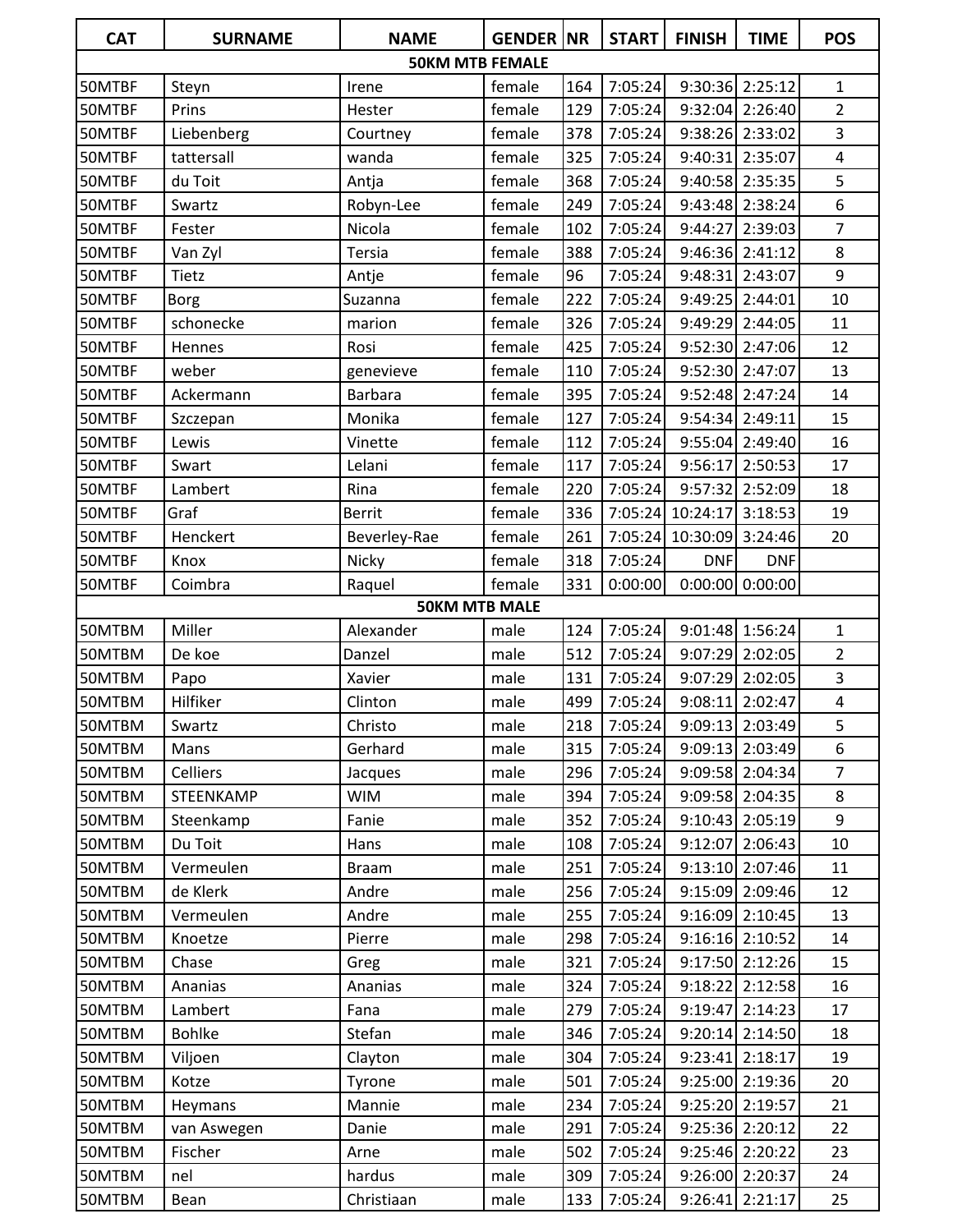| CAT | SURNAME | NAME | GENDER | NR | START | FINISH | TIME | POS |
|---|---|---|---|---|---|---|---|---|
| **50KM MTB FEMALE** | | | | | | | | |
| 50MTBF | Steyn | Irene | female | 164 | 7:05:24 | 9:30:36 | 2:25:12 | 1 |
| 50MTBF | Prins | Hester | female | 129 | 7:05:24 | 9:32:04 | 2:26:40 | 2 |
| 50MTBF | Liebenberg | Courtney | female | 378 | 7:05:24 | 9:38:26 | 2:33:02 | 3 |
| 50MTBF | tattersall | wanda | female | 325 | 7:05:24 | 9:40:31 | 2:35:07 | 4 |
| 50MTBF | du Toit | Antja | female | 368 | 7:05:24 | 9:40:58 | 2:35:35 | 5 |
| 50MTBF | Swartz | Robyn-Lee | female | 249 | 7:05:24 | 9:43:48 | 2:38:24 | 6 |
| 50MTBF | Fester | Nicola | female | 102 | 7:05:24 | 9:44:27 | 2:39:03 | 7 |
| 50MTBF | Van Zyl | Tersia | female | 388 | 7:05:24 | 9:46:36 | 2:41:12 | 8 |
| 50MTBF | Tietz | Antje | female | 96 | 7:05:24 | 9:48:31 | 2:43:07 | 9 |
| 50MTBF | Borg | Suzanna | female | 222 | 7:05:24 | 9:49:25 | 2:44:01 | 10 |
| 50MTBF | schonecke | marion | female | 326 | 7:05:24 | 9:49:29 | 2:44:05 | 11 |
| 50MTBF | Hennes | Rosi | female | 425 | 7:05:24 | 9:52:30 | 2:47:06 | 12 |
| 50MTBF | weber | genevieve | female | 110 | 7:05:24 | 9:52:30 | 2:47:07 | 13 |
| 50MTBF | Ackermann | Barbara | female | 395 | 7:05:24 | 9:52:48 | 2:47:24 | 14 |
| 50MTBF | Szczepan | Monika | female | 127 | 7:05:24 | 9:54:34 | 2:49:11 | 15 |
| 50MTBF | Lewis | Vinette | female | 112 | 7:05:24 | 9:55:04 | 2:49:40 | 16 |
| 50MTBF | Swart | Lelani | female | 117 | 7:05:24 | 9:56:17 | 2:50:53 | 17 |
| 50MTBF | Lambert | Rina | female | 220 | 7:05:24 | 9:57:32 | 2:52:09 | 18 |
| 50MTBF | Graf | Berrit | female | 336 | 7:05:24 | 10:24:17 | 3:18:53 | 19 |
| 50MTBF | Henckert | Beverley-Rae | female | 261 | 7:05:24 | 10:30:09 | 3:24:46 | 20 |
| 50MTBF | Knox | Nicky | female | 318 | 7:05:24 | DNF | DNF | |
| 50MTBF | Coimbra | Raquel | female | 331 | 0:00:00 | 0:00:00 | 0:00:00 | |
| **50KM MTB MALE** | | | | | | | | |
| 50MTBM | Miller | Alexander | male | 124 | 7:05:24 | 9:01:48 | 1:56:24 | 1 |
| 50MTBM | De koe | Danzel | male | 512 | 7:05:24 | 9:07:29 | 2:02:05 | 2 |
| 50MTBM | Papo | Xavier | male | 131 | 7:05:24 | 9:07:29 | 2:02:05 | 3 |
| 50MTBM | Hilfiker | Clinton | male | 499 | 7:05:24 | 9:08:11 | 2:02:47 | 4 |
| 50MTBM | Swartz | Christo | male | 218 | 7:05:24 | 9:09:13 | 2:03:49 | 5 |
| 50MTBM | Mans | Gerhard | male | 315 | 7:05:24 | 9:09:13 | 2:03:49 | 6 |
| 50MTBM | Celliers | Jacques | male | 296 | 7:05:24 | 9:09:58 | 2:04:34 | 7 |
| 50MTBM | STEENKAMP | WIM | male | 394 | 7:05:24 | 9:09:58 | 2:04:35 | 8 |
| 50MTBM | Steenkamp | Fanie | male | 352 | 7:05:24 | 9:10:43 | 2:05:19 | 9 |
| 50MTBM | Du Toit | Hans | male | 108 | 7:05:24 | 9:12:07 | 2:06:43 | 10 |
| 50MTBM | Vermeulen | Braam | male | 251 | 7:05:24 | 9:13:10 | 2:07:46 | 11 |
| 50MTBM | de Klerk | Andre | male | 256 | 7:05:24 | 9:15:09 | 2:09:46 | 12 |
| 50MTBM | Vermeulen | Andre | male | 255 | 7:05:24 | 9:16:09 | 2:10:45 | 13 |
| 50MTBM | Knoetze | Pierre | male | 298 | 7:05:24 | 9:16:16 | 2:10:52 | 14 |
| 50MTBM | Chase | Greg | male | 321 | 7:05:24 | 9:17:50 | 2:12:26 | 15 |
| 50MTBM | Ananias | Ananias | male | 324 | 7:05:24 | 9:18:22 | 2:12:58 | 16 |
| 50MTBM | Lambert | Fana | male | 279 | 7:05:24 | 9:19:47 | 2:14:23 | 17 |
| 50MTBM | Bohlke | Stefan | male | 346 | 7:05:24 | 9:20:14 | 2:14:50 | 18 |
| 50MTBM | Viljoen | Clayton | male | 304 | 7:05:24 | 9:23:41 | 2:18:17 | 19 |
| 50MTBM | Kotze | Tyrone | male | 501 | 7:05:24 | 9:25:00 | 2:19:36 | 20 |
| 50MTBM | Heymans | Mannie | male | 234 | 7:05:24 | 9:25:20 | 2:19:57 | 21 |
| 50MTBM | van Aswegen | Danie | male | 291 | 7:05:24 | 9:25:36 | 2:20:12 | 22 |
| 50MTBM | Fischer | Arne | male | 502 | 7:05:24 | 9:25:46 | 2:20:22 | 23 |
| 50MTBM | nel | hardus | male | 309 | 7:05:24 | 9:26:00 | 2:20:37 | 24 |
| 50MTBM | Bean | Christiaan | male | 133 | 7:05:24 | 9:26:41 | 2:21:17 | 25 |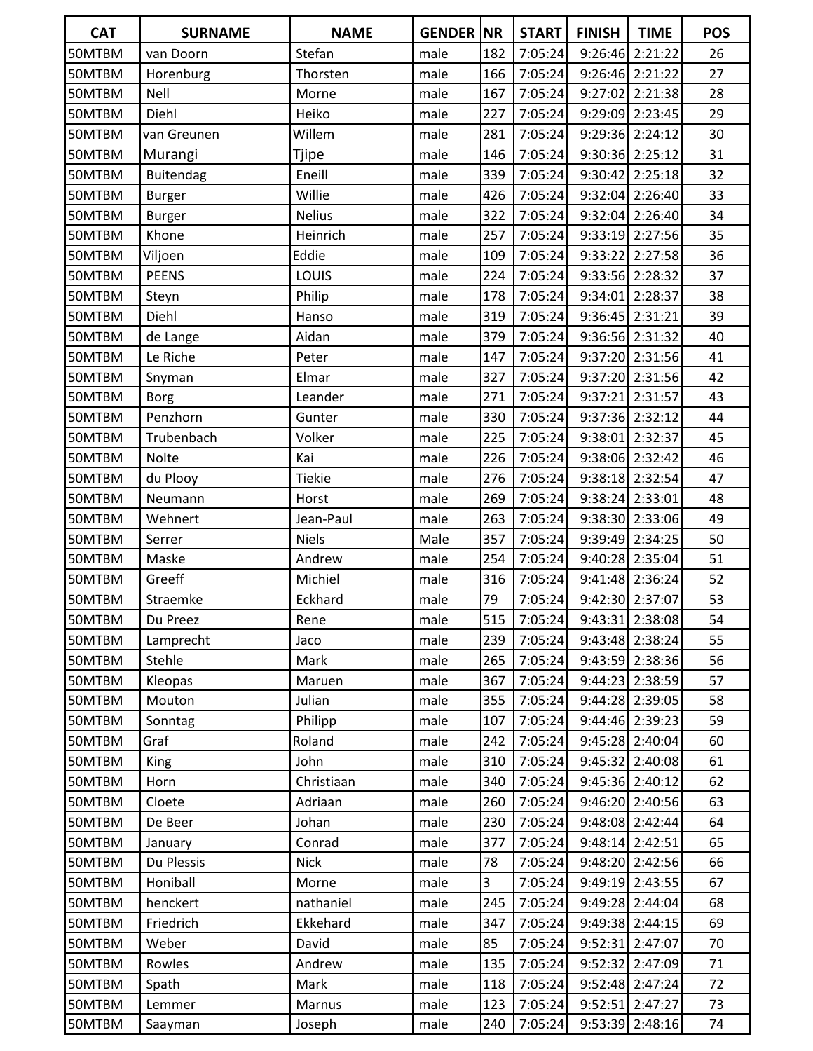| CAT | SURNAME | NAME | GENDER | NR | START | FINISH | TIME | POS |
|---|---|---|---|---|---|---|---|---|
| 50MTBM | van Doorn | Stefan | male | 182 | 7:05:24 | 9:26:46 | 2:21:22 | 26 |
| 50MTBM | Horenburg | Thorsten | male | 166 | 7:05:24 | 9:26:46 | 2:21:22 | 27 |
| 50MTBM | Nell | Morne | male | 167 | 7:05:24 | 9:27:02 | 2:21:38 | 28 |
| 50MTBM | Diehl | Heiko | male | 227 | 7:05:24 | 9:29:09 | 2:23:45 | 29 |
| 50MTBM | van Greunen | Willem | male | 281 | 7:05:24 | 9:29:36 | 2:24:12 | 30 |
| 50MTBM | Murangi | Tjipe | male | 146 | 7:05:24 | 9:30:36 | 2:25:12 | 31 |
| 50MTBM | Buitendag | Eneill | male | 339 | 7:05:24 | 9:30:42 | 2:25:18 | 32 |
| 50MTBM | Burger | Willie | male | 426 | 7:05:24 | 9:32:04 | 2:26:40 | 33 |
| 50MTBM | Burger | Nelius | male | 322 | 7:05:24 | 9:32:04 | 2:26:40 | 34 |
| 50MTBM | Khone | Heinrich | male | 257 | 7:05:24 | 9:33:19 | 2:27:56 | 35 |
| 50MTBM | Viljoen | Eddie | male | 109 | 7:05:24 | 9:33:22 | 2:27:58 | 36 |
| 50MTBM | PEENS | LOUIS | male | 224 | 7:05:24 | 9:33:56 | 2:28:32 | 37 |
| 50MTBM | Steyn | Philip | male | 178 | 7:05:24 | 9:34:01 | 2:28:37 | 38 |
| 50MTBM | Diehl | Hanso | male | 319 | 7:05:24 | 9:36:45 | 2:31:21 | 39 |
| 50MTBM | de Lange | Aidan | male | 379 | 7:05:24 | 9:36:56 | 2:31:32 | 40 |
| 50MTBM | Le Riche | Peter | male | 147 | 7:05:24 | 9:37:20 | 2:31:56 | 41 |
| 50MTBM | Snyman | Elmar | male | 327 | 7:05:24 | 9:37:20 | 2:31:56 | 42 |
| 50MTBM | Borg | Leander | male | 271 | 7:05:24 | 9:37:21 | 2:31:57 | 43 |
| 50MTBM | Penzhorn | Gunter | male | 330 | 7:05:24 | 9:37:36 | 2:32:12 | 44 |
| 50MTBM | Trubenbach | Volker | male | 225 | 7:05:24 | 9:38:01 | 2:32:37 | 45 |
| 50MTBM | Nolte | Kai | male | 226 | 7:05:24 | 9:38:06 | 2:32:42 | 46 |
| 50MTBM | du Plooy | Tiekie | male | 276 | 7:05:24 | 9:38:18 | 2:32:54 | 47 |
| 50MTBM | Neumann | Horst | male | 269 | 7:05:24 | 9:38:24 | 2:33:01 | 48 |
| 50MTBM | Wehnert | Jean-Paul | male | 263 | 7:05:24 | 9:38:30 | 2:33:06 | 49 |
| 50MTBM | Serrer | Niels | Male | 357 | 7:05:24 | 9:39:49 | 2:34:25 | 50 |
| 50MTBM | Maske | Andrew | male | 254 | 7:05:24 | 9:40:28 | 2:35:04 | 51 |
| 50MTBM | Greeff | Michiel | male | 316 | 7:05:24 | 9:41:48 | 2:36:24 | 52 |
| 50MTBM | Straemke | Eckhard | male | 79 | 7:05:24 | 9:42:30 | 2:37:07 | 53 |
| 50MTBM | Du Preez | Rene | male | 515 | 7:05:24 | 9:43:31 | 2:38:08 | 54 |
| 50MTBM | Lamprecht | Jaco | male | 239 | 7:05:24 | 9:43:48 | 2:38:24 | 55 |
| 50MTBM | Stehle | Mark | male | 265 | 7:05:24 | 9:43:59 | 2:38:36 | 56 |
| 50MTBM | Kleopas | Maruen | male | 367 | 7:05:24 | 9:44:23 | 2:38:59 | 57 |
| 50MTBM | Mouton | Julian | male | 355 | 7:05:24 | 9:44:28 | 2:39:05 | 58 |
| 50MTBM | Sonntag | Philipp | male | 107 | 7:05:24 | 9:44:46 | 2:39:23 | 59 |
| 50MTBM | Graf | Roland | male | 242 | 7:05:24 | 9:45:28 | 2:40:04 | 60 |
| 50MTBM | King | John | male | 310 | 7:05:24 | 9:45:32 | 2:40:08 | 61 |
| 50MTBM | Horn | Christiaan | male | 340 | 7:05:24 | 9:45:36 | 2:40:12 | 62 |
| 50MTBM | Cloete | Adriaan | male | 260 | 7:05:24 | 9:46:20 | 2:40:56 | 63 |
| 50MTBM | De Beer | Johan | male | 230 | 7:05:24 | 9:48:08 | 2:42:44 | 64 |
| 50MTBM | January | Conrad | male | 377 | 7:05:24 | 9:48:14 | 2:42:51 | 65 |
| 50MTBM | Du Plessis | Nick | male | 78 | 7:05:24 | 9:48:20 | 2:42:56 | 66 |
| 50MTBM | Honiball | Morne | male | 3 | 7:05:24 | 9:49:19 | 2:43:55 | 67 |
| 50MTBM | henckert | nathaniel | male | 245 | 7:05:24 | 9:49:28 | 2:44:04 | 68 |
| 50MTBM | Friedrich | Ekkehard | male | 347 | 7:05:24 | 9:49:38 | 2:44:15 | 69 |
| 50MTBM | Weber | David | male | 85 | 7:05:24 | 9:52:31 | 2:47:07 | 70 |
| 50MTBM | Rowles | Andrew | male | 135 | 7:05:24 | 9:52:32 | 2:47:09 | 71 |
| 50MTBM | Spath | Mark | male | 118 | 7:05:24 | 9:52:48 | 2:47:24 | 72 |
| 50MTBM | Lemmer | Marnus | male | 123 | 7:05:24 | 9:52:51 | 2:47:27 | 73 |
| 50MTBM | Saayman | Joseph | male | 240 | 7:05:24 | 9:53:39 | 2:48:16 | 74 |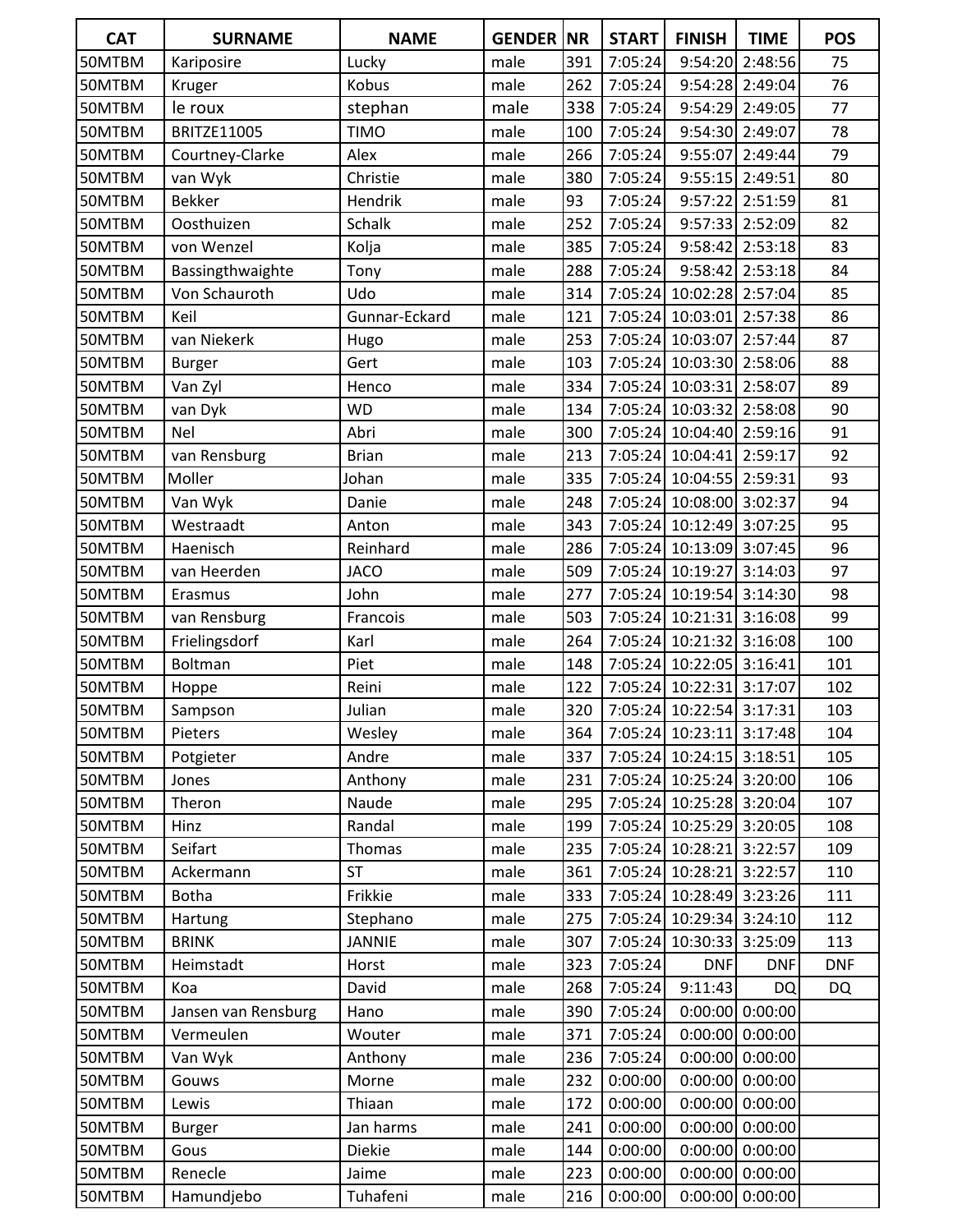| CAT | SURNAME | NAME | GENDER | NR | START | FINISH | TIME | POS |
|---|---|---|---|---|---|---|---|---|
| 50MTBM | Kariposire | Lucky | male | 391 | 7:05:24 | 9:54:20 | 2:48:56 | 75 |
| 50MTBM | Kruger | Kobus | male | 262 | 7:05:24 | 9:54:28 | 2:49:04 | 76 |
| 50MTBM | le roux | stephan | male | 338 | 7:05:24 | 9:54:29 | 2:49:05 | 77 |
| 50MTBM | BRITZE11005 | TIMO | male | 100 | 7:05:24 | 9:54:30 | 2:49:07 | 78 |
| 50MTBM | Courtney-Clarke | Alex | male | 266 | 7:05:24 | 9:55:07 | 2:49:44 | 79 |
| 50MTBM | van Wyk | Christie | male | 380 | 7:05:24 | 9:55:15 | 2:49:51 | 80 |
| 50MTBM | Bekker | Hendrik | male | 93 | 7:05:24 | 9:57:22 | 2:51:59 | 81 |
| 50MTBM | Oosthuizen | Schalk | male | 252 | 7:05:24 | 9:57:33 | 2:52:09 | 82 |
| 50MTBM | von Wenzel | Kolja | male | 385 | 7:05:24 | 9:58:42 | 2:53:18 | 83 |
| 50MTBM | Bassingthwaighte | Tony | male | 288 | 7:05:24 | 9:58:42 | 2:53:18 | 84 |
| 50MTBM | Von Schauroth | Udo | male | 314 | 7:05:24 | 10:02:28 | 2:57:04 | 85 |
| 50MTBM | Keil | Gunnar-Eckard | male | 121 | 7:05:24 | 10:03:01 | 2:57:38 | 86 |
| 50MTBM | van Niekerk | Hugo | male | 253 | 7:05:24 | 10:03:07 | 2:57:44 | 87 |
| 50MTBM | Burger | Gert | male | 103 | 7:05:24 | 10:03:30 | 2:58:06 | 88 |
| 50MTBM | Van Zyl | Henco | male | 334 | 7:05:24 | 10:03:31 | 2:58:07 | 89 |
| 50MTBM | van Dyk | WD | male | 134 | 7:05:24 | 10:03:32 | 2:58:08 | 90 |
| 50MTBM | Nel | Abri | male | 300 | 7:05:24 | 10:04:40 | 2:59:16 | 91 |
| 50MTBM | van Rensburg | Brian | male | 213 | 7:05:24 | 10:04:41 | 2:59:17 | 92 |
| 50MTBM | Moller | Johan | male | 335 | 7:05:24 | 10:04:55 | 2:59:31 | 93 |
| 50MTBM | Van Wyk | Danie | male | 248 | 7:05:24 | 10:08:00 | 3:02:37 | 94 |
| 50MTBM | Westraadt | Anton | male | 343 | 7:05:24 | 10:12:49 | 3:07:25 | 95 |
| 50MTBM | Haenisch | Reinhard | male | 286 | 7:05:24 | 10:13:09 | 3:07:45 | 96 |
| 50MTBM | van Heerden | JACO | male | 509 | 7:05:24 | 10:19:27 | 3:14:03 | 97 |
| 50MTBM | Erasmus | John | male | 277 | 7:05:24 | 10:19:54 | 3:14:30 | 98 |
| 50MTBM | van Rensburg | Francois | male | 503 | 7:05:24 | 10:21:31 | 3:16:08 | 99 |
| 50MTBM | Frielingsdorf | Karl | male | 264 | 7:05:24 | 10:21:32 | 3:16:08 | 100 |
| 50MTBM | Boltman | Piet | male | 148 | 7:05:24 | 10:22:05 | 3:16:41 | 101 |
| 50MTBM | Hoppe | Reini | male | 122 | 7:05:24 | 10:22:31 | 3:17:07 | 102 |
| 50MTBM | Sampson | Julian | male | 320 | 7:05:24 | 10:22:54 | 3:17:31 | 103 |
| 50MTBM | Pieters | Wesley | male | 364 | 7:05:24 | 10:23:11 | 3:17:48 | 104 |
| 50MTBM | Potgieter | Andre | male | 337 | 7:05:24 | 10:24:15 | 3:18:51 | 105 |
| 50MTBM | Jones | Anthony | male | 231 | 7:05:24 | 10:25:24 | 3:20:00 | 106 |
| 50MTBM | Theron | Naude | male | 295 | 7:05:24 | 10:25:28 | 3:20:04 | 107 |
| 50MTBM | Hinz | Randal | male | 199 | 7:05:24 | 10:25:29 | 3:20:05 | 108 |
| 50MTBM | Seifart | Thomas | male | 235 | 7:05:24 | 10:28:21 | 3:22:57 | 109 |
| 50MTBM | Ackermann | ST | male | 361 | 7:05:24 | 10:28:21 | 3:22:57 | 110 |
| 50MTBM | Botha | Frikkie | male | 333 | 7:05:24 | 10:28:49 | 3:23:26 | 111 |
| 50MTBM | Hartung | Stephano | male | 275 | 7:05:24 | 10:29:34 | 3:24:10 | 112 |
| 50MTBM | BRINK | JANNIE | male | 307 | 7:05:24 | 10:30:33 | 3:25:09 | 113 |
| 50MTBM | Heimstadt | Horst | male | 323 | 7:05:24 | DNF | DNF | DNF |
| 50MTBM | Koa | David | male | 268 | 7:05:24 | 9:11:43 | DQ | DQ |
| 50MTBM | Jansen van Rensburg | Hano | male | 390 | 7:05:24 | 0:00:00 | 0:00:00 | |
| 50MTBM | Vermeulen | Wouter | male | 371 | 7:05:24 | 0:00:00 | 0:00:00 | |
| 50MTBM | Van Wyk | Anthony | male | 236 | 7:05:24 | 0:00:00 | 0:00:00 | |
| 50MTBM | Gouws | Morne | male | 232 | 0:00:00 | 0:00:00 | 0:00:00 | |
| 50MTBM | Lewis | Thiaan | male | 172 | 0:00:00 | 0:00:00 | 0:00:00 | |
| 50MTBM | Burger | Jan harms | male | 241 | 0:00:00 | 0:00:00 | 0:00:00 | |
| 50MTBM | Gous | Diekie | male | 144 | 0:00:00 | 0:00:00 | 0:00:00 | |
| 50MTBM | Renecle | Jaime | male | 223 | 0:00:00 | 0:00:00 | 0:00:00 | |
| 50MTBM | Hamundjebo | Tuhafeni | male | 216 | 0:00:00 | 0:00:00 | 0:00:00 | |